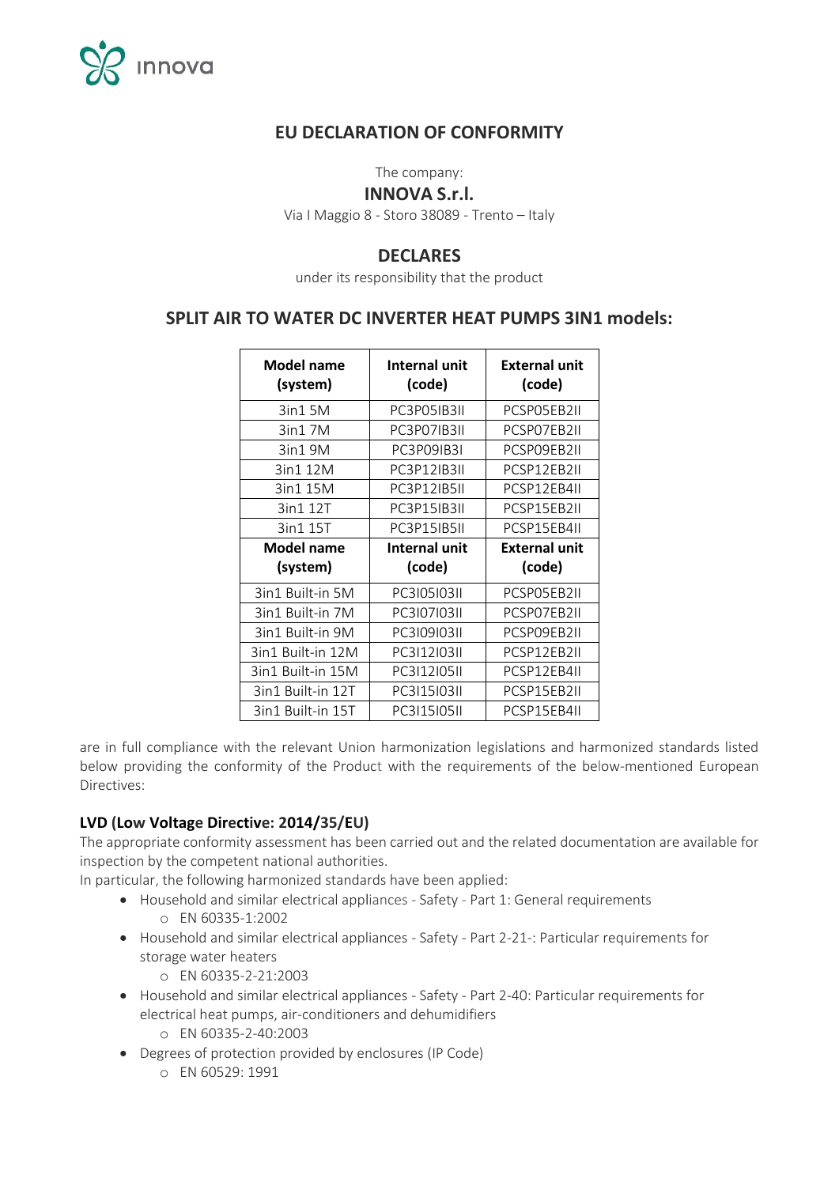innova

# EU DECLARATION OF CONFORMITY

The company:

**INNOVA S.r.l.**

Via I Maggio 8 - Storo 38089 - Trento – Italy

## DECLARES

under its responsibility that the product

## SPLIT AIR TO WATER DC INVERTER HEAT PUMPS 3IN1 models:

| Model name (system) | Internal unit (code) | External unit (code) |
|---|---|---|
| 3in1 5M | PC3P05IB3II | PCSP05EB2II |
| 3in1 7M | PC3P07IB3II | PCSP07EB2II |
| 3in1 9M | PC3P09IB3I | PCSP09EB2II |
| 3in1 12M | PC3P12IB3II | PCSP12EB2II |
| 3in1 15M | PC3P12IB5II | PCSP12EB4II |
| 3in1 12T | PC3P15IB3II | PCSP15EB2II |
| 3in1 15T | PC3P15IB5II | PCSP15EB4II |
| **Model name (system)** | **Internal unit (code)** | **External unit (code)** |
| 3in1 Built-in 5M | PC3I05I03II | PCSP05EB2II |
| 3in1 Built-in 7M | PC3I07I03II | PCSP07EB2II |
| 3in1 Built-in 9M | PC3I09I03II | PCSP09EB2II |
| 3in1 Built-in 12M | PC3I12I03II | PCSP12EB2II |
| 3in1 Built-in 15M | PC3I12I05II | PCSP12EB4II |
| 3in1 Built-in 12T | PC3I15I03II | PCSP15EB2II |
| 3in1 Built-in 15T | PC3I15I05II | PCSP15EB4II |

are in full compliance with the relevant Union harmonization legislations and harmonized standards listed below providing the conformity of the Product with the requirements of the below-mentioned European Directives:

### LVD (Low Voltage Directive: 2014/35/EU)

The appropriate conformity assessment has been carried out and the related documentation are available for inspection by the competent national authorities.

In particular, the following harmonized standards have been applied:

- Household and similar electrical appliances - Safety - Part 1: General requirements
  - EN 60335-1:2002
- Household and similar electrical appliances - Safety - Part 2-21-: Particular requirements for storage water heaters
  - EN 60335-2-21:2003
- Household and similar electrical appliances - Safety - Part 2-40: Particular requirements for electrical heat pumps, air-conditioners and dehumidifiers
  - EN 60335-2-40:2003
- Degrees of protection provided by enclosures (IP Code)
  - EN 60529: 1991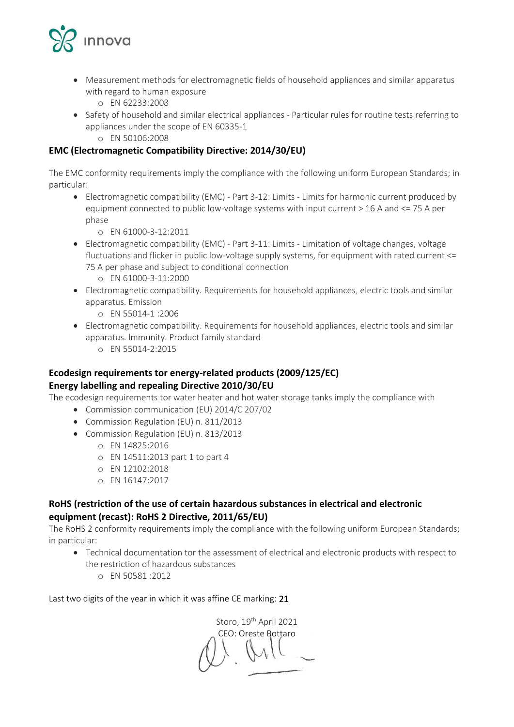- Measurement methods for electromagnetic fields of household appliances and similar apparatus with regard to human exposure
  - EN 62233:2008
- Safety of household and similar electrical appliances - Particular rules for routine tests referring to appliances under the scope of EN 60335-1
  - EN 50106:2008

**EMC (Electromagnetic Compatibility Directive: 2014/30/EU)**

The EMC conformity requirements imply the compliance with the following uniform European Standards; in particular:

- Electromagnetic compatibility (EMC) - Part 3-12: Limits - Limits for harmonic current produced by equipment connected to public low-voltage systems with input current > 16 A and <= 75 A per phase
  - EN 61000-3-12:2011
- Electromagnetic compatibility (EMC) - Part 3-11: Limits - Limitation of voltage changes, voltage fluctuations and flicker in public low-voltage supply systems, for equipment with rated current <= 75 A per phase and subject to conditional connection
  - EN 61000-3-11:2000
- Electromagnetic compatibility. Requirements for household appliances, electric tools and similar apparatus. Emission
  - EN 55014-1 :2006
- Electromagnetic compatibility. Requirements for household appliances, electric tools and similar apparatus. lmmunity. Product family standard
  - EN 55014-2:2015

**Ecodesign requirements tor energy-related products (2009/125/EC)**
**Energy labelling and repealing Directive 2010/30/EU**

The ecodesign requirements tor water heater and hot water storage tanks imply the compliance with

- Commission communication (EU) 2014/C 207/02
- Commission Regulation (EU) n. 811/2013
- Commission Regulation (EU) n. 813/2013
  - EN 14825:2016
  - EN 14511:2013 part 1 to part 4
  - EN 12102:2018
  - EN 16147:2017

**RoHS (restriction of the use of certain hazardous substances in electrical and electronic equipment (recast): RoHS 2 Directive, 2011/65/EU)**

The RoHS 2 conformity requirements imply the compliance with the following uniform European Standards; in particular:

- Technical documentation tor the assessment of electrical and electronic products with respect to the restriction of hazardous substances
  - EN 50581 :2012

Last two digits of the year in which it was affine CE marking: 21

Storo, 19th April 2021
CEO: Oreste Bottaro